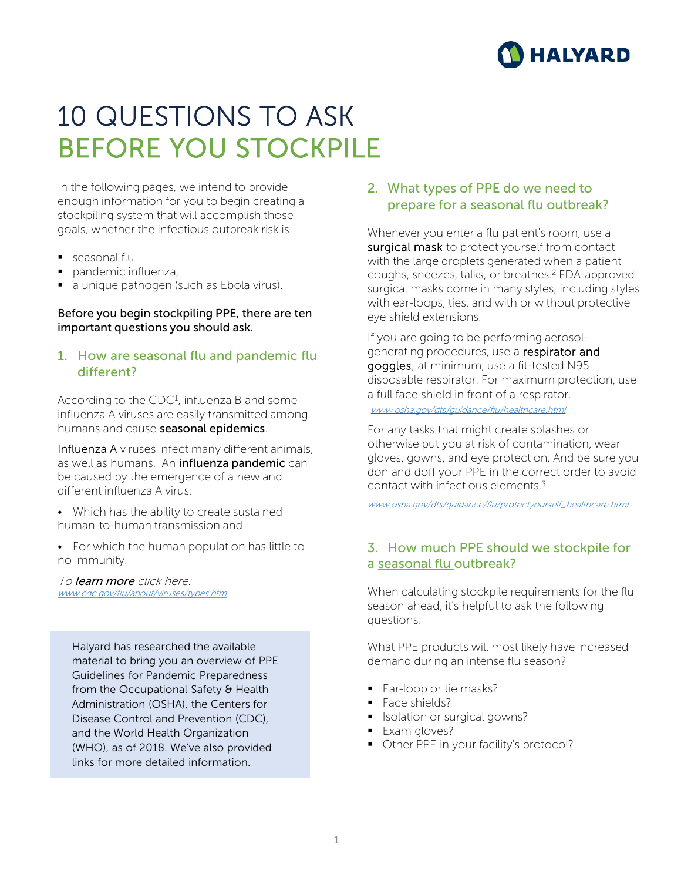# 10 QUESTIONS TO ASK BEFORE YOU STOCKPILE

In the following pages, we intend to provide enough information for you to begin creating a stockpiling system that will accomplish those goals, whether the infectious outbreak risk is

- seasonal flu
- pandemic influenza,
- a unique pathogen (such as Ebola virus).

**Before you begin stockpiling PPE, there are ten important questions you should ask.**

## 1. How are seasonal flu and pandemic flu different?

According to the CDC[1], influenza B and some influenza A viruses are easily transmitted among humans and cause **seasonal epidemics**.

Influenza A viruses infect many different animals, as well as humans. An **influenza pandemic** can be caused by the emergence of a new and different influenza A virus:

- Which has the ability to create sustained human-to-human transmission and
- For which the human population has little to no immunity.

*To* ***learn more*** *click here:*
www.cdc.gov/flu/about/viruses/types.htm

Halyard has researched the available material to bring you an overview of PPE Guidelines for Pandemic Preparedness from the Occupational Safety & Health Administration (OSHA), the Centers for Disease Control and Prevention (CDC), and the World Health Organization (WHO), as of 2018. We've also provided links for more detailed information.

## 2. What types of PPE do we need to prepare for a seasonal flu outbreak?

Whenever you enter a flu patient's room, use a surgical mask to protect yourself from contact with the large droplets generated when a patient coughs, sneezes, talks, or breathes.[2] FDA-approved surgical masks come in many styles, including styles with ear-loops, ties, and with or without protective eye shield extensions.

If you are going to be performing aerosol-generating procedures, use a respirator and goggles; at minimum, use a fit-tested N95 disposable respirator. For maximum protection, use a full face shield in front of a respirator.
www.osha.gov/dts/guidance/flu/healthcare.html

For any tasks that might create splashes or otherwise put you at risk of contamination, wear gloves, gowns, and eye protection. And be sure you don and doff your PPE in the correct order to avoid contact with infectious elements.[3]

www.osha.gov/dts/guidance/flu/protectyourself_healthcare.html

## 3. How much PPE should we stockpile for a seasonal flu outbreak?

When calculating stockpile requirements for the flu season ahead, it's helpful to ask the following questions:

What PPE products will most likely have increased demand during an intense flu season?

- Ear-loop or tie masks?
- Face shields?
- Isolation or surgical gowns?
- Exam gloves?
- Other PPE in your facility's protocol?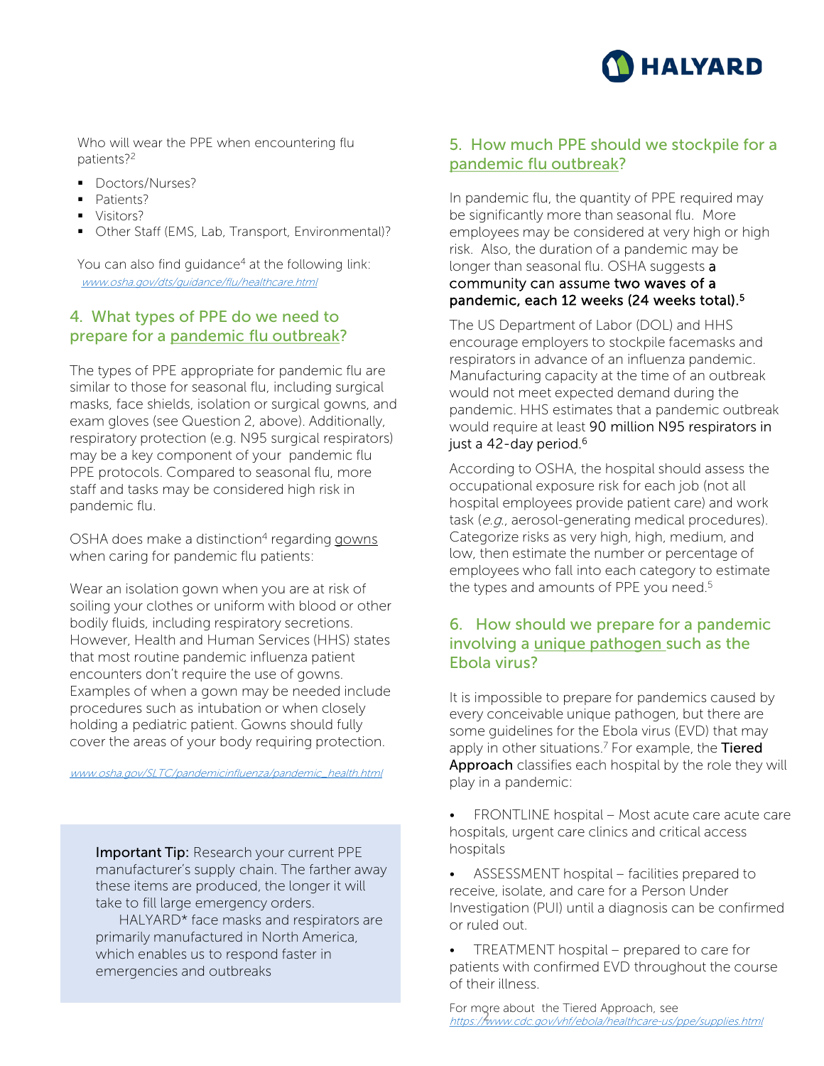Who will wear the PPE when encountering flu patients?[2]

- Doctors/Nurses?
- Patients?
- Visitors?
- Other Staff (EMS, Lab, Transport, Environmental)?

You can also find guidance[4] at the following link: www.osha.gov/dts/guidance/flu/healthcare.html

## 4. What types of PPE do we need to prepare for a pandemic flu outbreak?

The types of PPE appropriate for pandemic flu are similar to those for seasonal flu, including surgical masks, face shields, isolation or surgical gowns, and exam gloves (see Question 2, above). Additionally, respiratory protection (e.g. N95 surgical respirators) may be a key component of your pandemic flu PPE protocols. Compared to seasonal flu, more staff and tasks may be considered high risk in pandemic flu.

OSHA does make a distinction[4] regarding gowns when caring for pandemic flu patients:

Wear an isolation gown when you are at risk of soiling your clothes or uniform with blood or other bodily fluids, including respiratory secretions. However, Health and Human Services (HHS) states that most routine pandemic influenza patient encounters don't require the use of gowns. Examples of when a gown may be needed include procedures such as intubation or when closely holding a pediatric patient. Gowns should fully cover the areas of your body requiring protection.

www.osha.gov/SLTC/pandemicinfluenza/pandemic_health.html

> **Important Tip:** Research your current PPE manufacturer's supply chain. The farther away these items are produced, the longer it will take to fill large emergency orders.
> HALYARD* face masks and respirators are primarily manufactured in North America, which enables us to respond faster in emergencies and outbreaks

## 5. How much PPE should we stockpile for a pandemic flu outbreak?

In pandemic flu, the quantity of PPE required may be significantly more than seasonal flu. More employees may be considered at very high or high risk. Also, the duration of a pandemic may be longer than seasonal flu. OSHA suggests a community can assume two waves of a pandemic, each 12 weeks (24 weeks total).[5]

The US Department of Labor (DOL) and HHS encourage employers to stockpile facemasks and respirators in advance of an influenza pandemic. Manufacturing capacity at the time of an outbreak would not meet expected demand during the pandemic. HHS estimates that a pandemic outbreak would require at least 90 million N95 respirators in just a 42-day period.[6]

According to OSHA, the hospital should assess the occupational exposure risk for each job (not all hospital employees provide patient care) and work task (*e.g.*, aerosol-generating medical procedures). Categorize risks as very high, high, medium, and low, then estimate the number or percentage of employees who fall into each category to estimate the types and amounts of PPE you need.[5]

## 6. How should we prepare for a pandemic involving a unique pathogen such as the Ebola virus?

It is impossible to prepare for pandemics caused by every conceivable unique pathogen, but there are some guidelines for the Ebola virus (EVD) that may apply in other situations.[7] For example, the **Tiered Approach** classifies each hospital by the role they will play in a pandemic:

- FRONTLINE hospital – Most acute care acute care hospitals, urgent care clinics and critical access hospitals
- ASSESSMENT hospital – facilities prepared to receive, isolate, and care for a Person Under Investigation (PUI) until a diagnosis can be confirmed or ruled out.
- TREATMENT hospital – prepared to care for patients with confirmed EVD throughout the course of their illness.

For more about the Tiered Approach, see https://www.cdc.gov/vhf/ebola/healthcare-us/ppe/supplies.html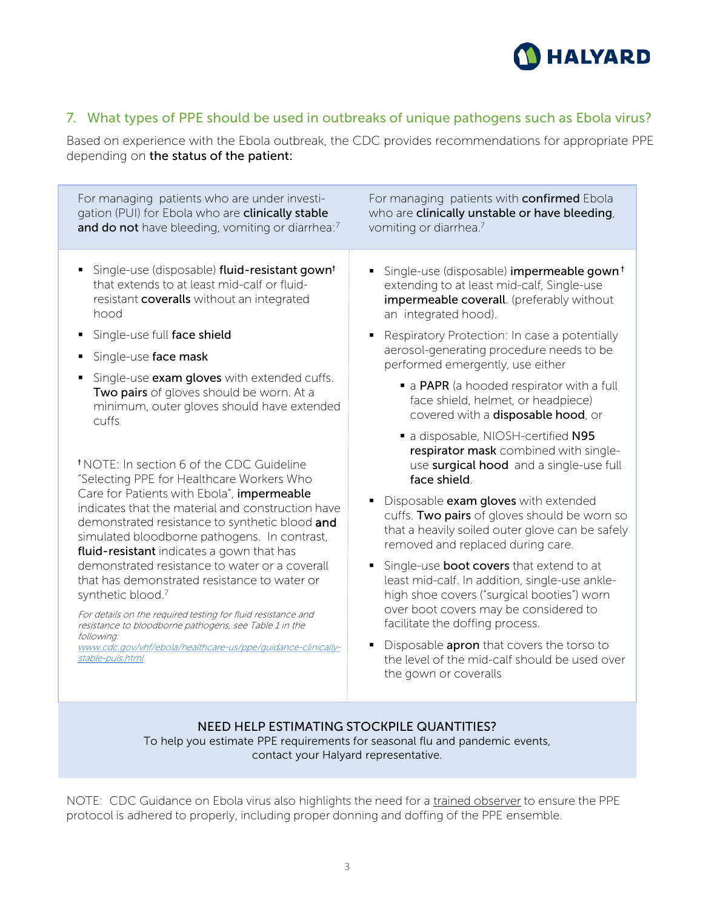## 7. What types of PPE should be used in outbreaks of unique pathogens such as Ebola virus?

Based on experience with the Ebola outbreak, the CDC provides recommendations for appropriate PPE depending on **the status of the patient:**

For managing patients who are under investigation (PUI) for Ebola who are **clinically stable and do not** have bleeding, vomiting or diarrhea:[7]

- Single-use (disposable) **fluid-resistant gown**† that extends to at least mid-calf or fluid-resistant **coveralls** without an integrated hood
- Single-use full **face shield**
- Single-use **face mask**
- Single-use **exam gloves** with extended cuffs. **Two pairs** of gloves should be worn. At a minimum, outer gloves should have extended cuffs

† NOTE: In section 6 of the CDC Guideline "Selecting PPE for Healthcare Workers Who Care for Patients with Ebola", **impermeable** indicates that the material and construction have demonstrated resistance to synthetic blood **and** simulated bloodborne pathogens. In contrast, **fluid-resistant** indicates a gown that has demonstrated resistance to water or a coverall that has demonstrated resistance to water or synthetic blood.[7]

*For details on the required testing for fluid resistance and resistance to bloodborne pathogens, see Table 1 in the following:* *www.cdc.gov/vhf/ebola/healthcare-us/ppe/guidance-clinically-stable-puis.html*

For managing patients with **confirmed** Ebola who are **clinically unstable or have bleeding**, vomiting or diarrhea.[7]

- Single-use (disposable) **impermeable gown**† extending to at least mid-calf, Single-use **impermeable coverall**. (preferably without an integrated hood).
- Respiratory Protection: In case a potentially aerosol-generating procedure needs to be performed emergently, use either
  - a **PAPR** (a hooded respirator with a full face shield, helmet, or headpiece) covered with a **disposable hood**, or
  - a disposable, NIOSH-certified **N95 respirator mask** combined with single-use **surgical hood** and a single-use full **face shield**.
- Disposable **exam gloves** with extended cuffs. **Two pairs** of gloves should be worn so that a heavily soiled outer glove can be safely removed and replaced during care.
- Single-use **boot covers** that extend to at least mid-calf. In addition, single-use ankle-high shoe covers ("surgical booties") worn over boot covers may be considered to facilitate the doffing process.
- Disposable **apron** that covers the torso to the level of the mid-calf should be used over the gown or coveralls

**NEED HELP ESTIMATING STOCKPILE QUANTITIES?**
To help you estimate PPE requirements for seasonal flu and pandemic events, contact your Halyard representative.

NOTE: CDC Guidance on Ebola virus also highlights the need for a trained observer to ensure the PPE protocol is adhered to properly, including proper donning and doffing of the PPE ensemble.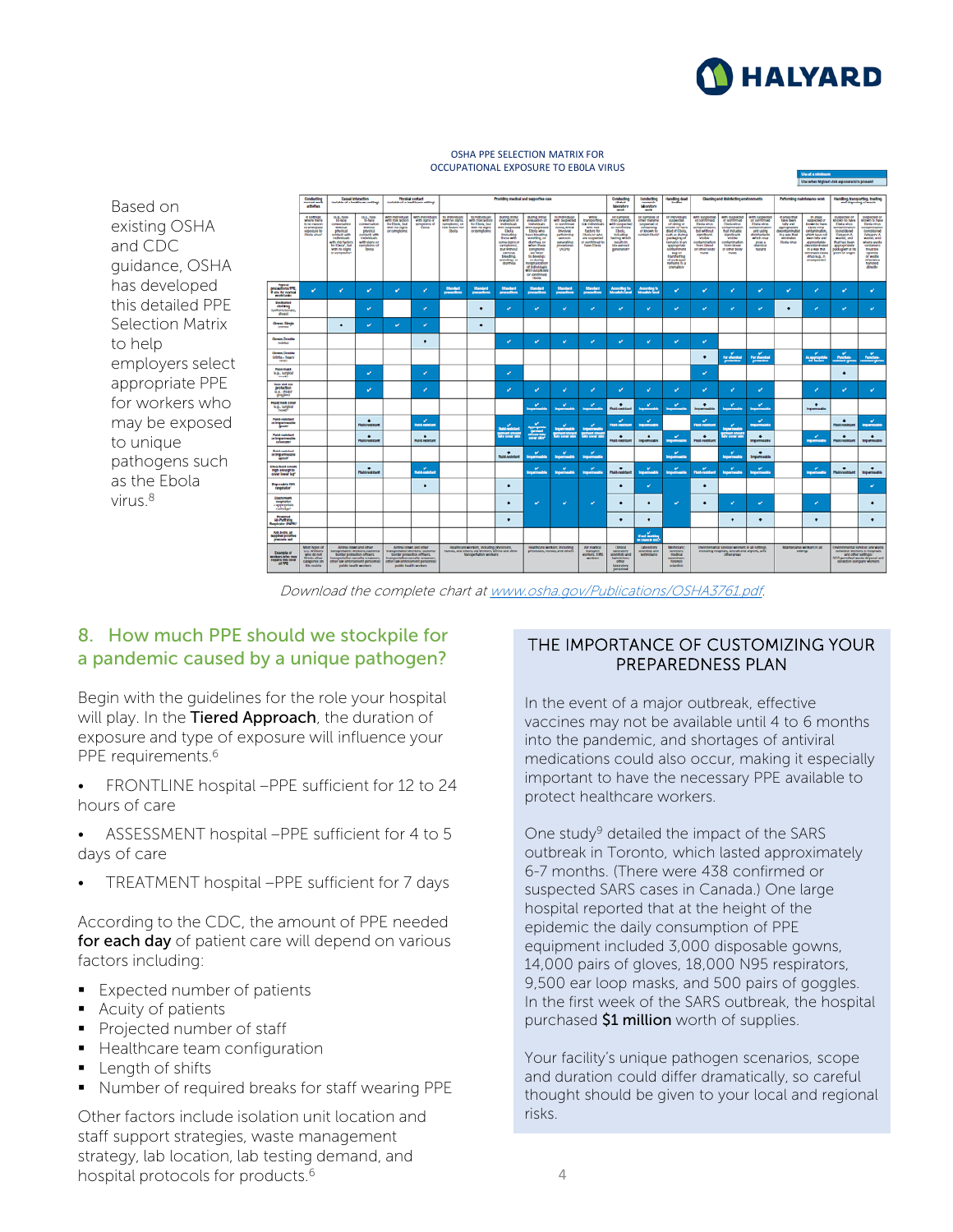Based on existing OSHA and CDC guidance, OSHA has developed this detailed PPE Selection Matrix to help employers select appropriate PPE for workers who may be exposed to unique pathogens such as the Ebola virus.[8]

OSHA PPE SELECTION MATRIX FOR OCCUPATIONAL EXPOSURE TO EBOLA VIRUS

*Download the complete chart at www.osha.gov/Publications/OSHA3761.pdf.*

## 8. How much PPE should we stockpile for a pandemic caused by a unique pathogen?

Begin with the guidelines for the role your hospital will play. In the **Tiered Approach**, the duration of exposure and type of exposure will influence your PPE requirements.[6]

- FRONTLINE hospital –PPE sufficient for 12 to 24 hours of care
- ASSESSMENT hospital –PPE sufficient for 4 to 5 days of care
- TREATMENT hospital –PPE sufficient for 7 days

According to the CDC, the amount of PPE needed **for each day** of patient care will depend on various factors including:

- Expected number of patients
- Acuity of patients
- Projected number of staff
- Healthcare team configuration
- Length of shifts
- Number of required breaks for staff wearing PPE

Other factors include isolation unit location and staff support strategies, waste management strategy, lab location, lab testing demand, and hospital protocols for products.[6]

### THE IMPORTANCE OF CUSTOMIZING YOUR PREPAREDNESS PLAN

In the event of a major outbreak, effective vaccines may not be available until 4 to 6 months into the pandemic, and shortages of antiviral medications could also occur, making it especially important to have the necessary PPE available to protect healthcare workers.

One study[9] detailed the impact of the SARS outbreak in Toronto, which lasted approximately 6-7 months. (There were 438 confirmed or suspected SARS cases in Canada.) One large hospital reported that at the height of the epidemic the daily consumption of PPE equipment included 3,000 disposable gowns, 14,000 pairs of gloves, 18,000 N95 respirators, 9,500 ear loop masks, and 500 pairs of goggles. In the first week of the SARS outbreak, the hospital purchased **$1 million** worth of supplies.

Your facility's unique pathogen scenarios, scope and duration could differ dramatically, so careful thought should be given to your local and regional risks.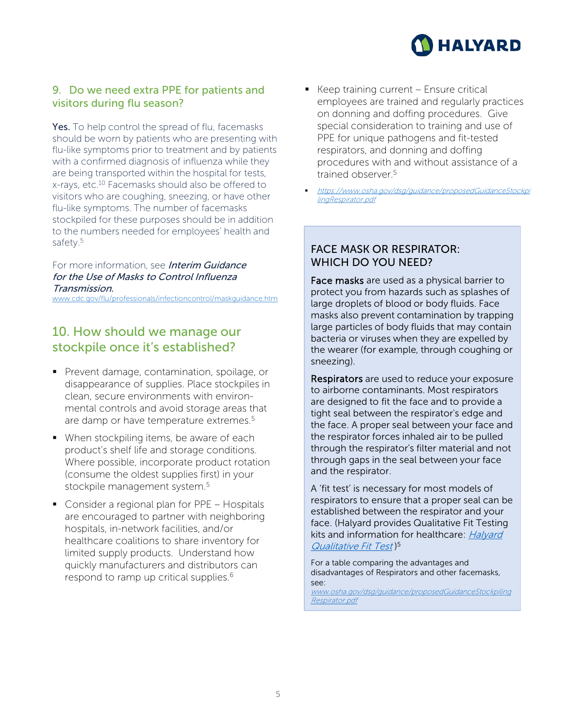## 9. Do we need extra PPE for patients and visitors during flu season?

**Yes.** To help control the spread of flu, facemasks should be worn by patients who are presenting with flu-like symptoms prior to treatment and by patients with a confirmed diagnosis of influenza while they are being transported within the hospital for tests, x-rays, etc.[10] Facemasks should also be offered to visitors who are coughing, sneezing, or have other flu-like symptoms. The number of facemasks stockpiled for these purposes should be in addition to the numbers needed for employees' health and safety.[5]

For more information, see ***Interim Guidance for the Use of Masks to Control Influenza Transmission.*** www.cdc.gov/flu/professionals/infectioncontrol/maskguidance.htm

## 10. How should we manage our stockpile once it's established?

- Prevent damage, contamination, spoilage, or disappearance of supplies. Place stockpiles in clean, secure environments with environmental controls and avoid storage areas that are damp or have temperature extremes.[5]
- When stockpiling items, be aware of each product's shelf life and storage conditions. Where possible, incorporate product rotation (consume the oldest supplies first) in your stockpile management system.[5]
- Consider a regional plan for PPE – Hospitals are encouraged to partner with neighboring hospitals, in-network facilities, and/or healthcare coalitions to share inventory for limited supply products. Understand how quickly manufacturers and distributors can respond to ramp up critical supplies.[6]
- Keep training current – Ensure critical employees are trained and regularly practices on donning and doffing procedures. Give special consideration to training and use of PPE for unique pathogens and fit-tested respirators, and donning and doffing procedures with and without assistance of a trained observer.[5]
- *https://www.osha.gov/dsg/guidance/proposedGuidanceStockpilingRespirator.pdf*

### FACE MASK OR RESPIRATOR: WHICH DO YOU NEED?

**Face masks** are used as a physical barrier to protect you from hazards such as splashes of large droplets of blood or body fluids. Face masks also prevent contamination by trapping large particles of body fluids that may contain bacteria or viruses when they are expelled by the wearer (for example, through coughing or sneezing).

**Respirators** are used to reduce your exposure to airborne contaminants. Most respirators are designed to fit the face and to provide a tight seal between the respirator's edge and the face. A proper seal between your face and the respirator forces inhaled air to be pulled through the respirator's filter material and not through gaps in the seal between your face and the respirator.

A 'fit test' is necessary for most models of respirators to ensure that a proper seal can be established between the respirator and your face. (Halyard provides Qualitative Fit Testing kits and information for healthcare: *Halyard Qualitative Fit Test*)[5]

For a table comparing the advantages and disadvantages of Respirators and other facemasks, see: *www.osha.gov/dsg/guidance/proposedGuidanceStockpilingRespirator.pdf*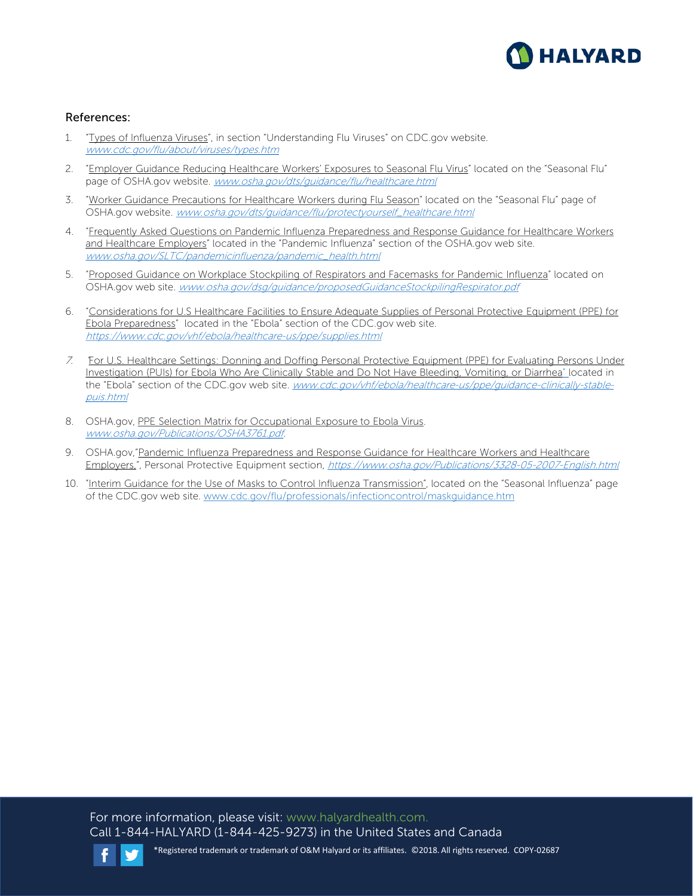## References:

1. "Types of Influenza Viruses", in section "Understanding Flu Viruses" on CDC.gov website. *www.cdc.gov/flu/about/viruses/types.htm*
2. "Employer Guidance Reducing Healthcare Workers' Exposures to Seasonal Flu Virus" located on the "Seasonal Flu" page of OSHA.gov website. *www.osha.gov/dts/guidance/flu/healthcare.html*
3. "Worker Guidance Precautions for Healthcare Workers during Flu Season" located on the "Seasonal Flu" page of OSHA.gov website. *www.osha.gov/dts/guidance/flu/protectyourself_healthcare.html*
4. "Frequently Asked Questions on Pandemic Influenza Preparedness and Response Guidance for Healthcare Workers and Healthcare Employers" located in the "Pandemic Influenza" section of the OSHA.gov web site. *www.osha.gov/SLTC/pandemicinfluenza/pandemic_health.html*
5. "Proposed Guidance on Workplace Stockpiling of Respirators and Facemasks for Pandemic Influenza" located on OSHA.gov web site. *www.osha.gov/dsg/guidance/proposedGuidanceStockpilingRespirator.pdf*
6. "Considerations for U.S Healthcare Facilities to Ensure Adequate Supplies of Personal Protective Equipment (PPE) for Ebola Preparedness" located in the "Ebola" section of the CDC.gov web site. *https://www.cdc.gov/vhf/ebola/healthcare-us/ppe/supplies.html*
7. "For U.S. Healthcare Settings: Donning and Doffing Personal Protective Equipment (PPE) for Evaluating Persons Under Investigation (PUIs) for Ebola Who Are Clinically Stable and Do Not Have Bleeding, Vomiting, or Diarrhea" located in the "Ebola" section of the CDC.gov web site. *www.cdc.gov/vhf/ebola/healthcare-us/ppe/guidance-clinically-stable-puis.html*
8. OSHA.gov, PPE Selection Matrix for Occupational Exposure to Ebola Virus. *www.osha.gov/Publications/OSHA3761.pdf*.
9. OSHA.gov,"Pandemic Influenza Preparedness and Response Guidance for Healthcare Workers and Healthcare Employers.", Personal Protective Equipment section, *https://www.osha.gov/Publications/3328-05-2007-English.html*
10. "Interim Guidance for the Use of Masks to Control Influenza Transmission", located on the "Seasonal Influenza" page of the CDC.gov web site. www.cdc.gov/flu/professionals/infectioncontrol/maskguidance.htm

For more information, please visit: www.halyardhealth.com.
Call 1-844-HALYARD (1-844-425-9273) in the United States and Canada

*Registered trademark or trademark of O&M Halyard or its affiliates. ©2018. All rights reserved. COPY-02687